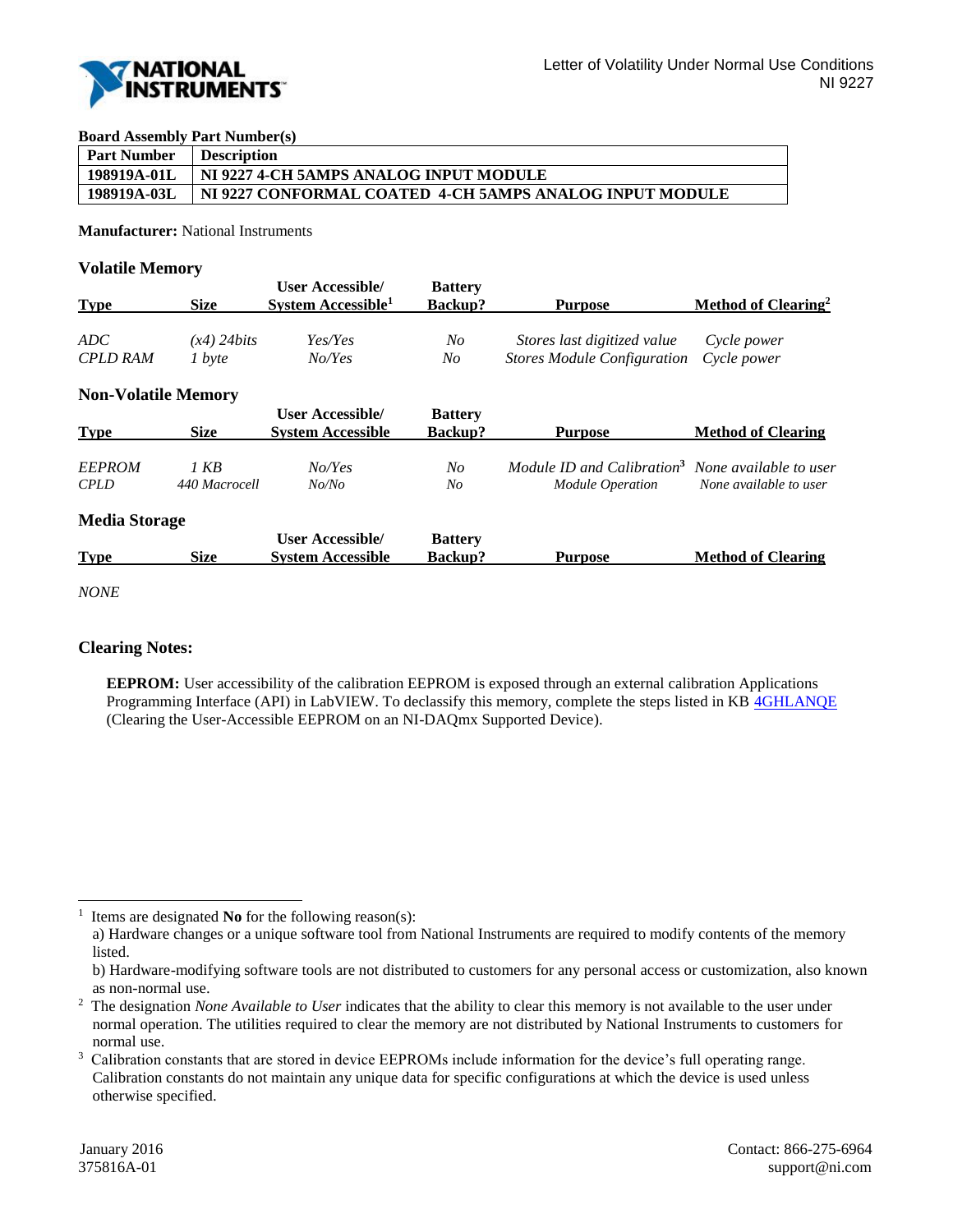Letter of Volatility Under Normal Use Conditions
NI 9227

**Board Assembly Part Number(s)**

| Part Number | Description |
|---|---|
| 198919A-01L | NI 9227 4-CH 5AMPS ANALOG INPUT MODULE |
| 198919A-03L | NI 9227 CONFORMAL COATED 4-CH 5AMPS ANALOG INPUT MODULE |

**Manufacturer:** National Instruments

### Volatile Memory

| Type | Size | User Accessible/ System Accessible[1] | Battery Backup? | Purpose | Method of Clearing[2] |
|---|---|---|---|---|---|
| *ADC* | *(x4) 24bits* | *Yes/Yes* | *No* | *Stores last digitized value* | *Cycle power* |
| *CPLD RAM* | *1 byte* | *No/Yes* | *No* | *Stores Module Configuration* | *Cycle power* |

### Non-Volatile Memory

| Type | Size | User Accessible/ System Accessible | Battery Backup? | Purpose | Method of Clearing |
|---|---|---|---|---|---|
| *EEPROM* | *1 KB* | *No/Yes* | *No* | *Module ID and Calibration*[3] | *None available to user* |
| *CPLD* | *440 Macrocell* | *No/No* | *No* | *Module Operation* | *None available to user* |

### Media Storage

| Type | Size | User Accessible/ System Accessible | Battery Backup? | Purpose | Method of Clearing |
|---|---|---|---|---|---|

*NONE*

### Clearing Notes:

**EEPROM:** User accessibility of the calibration EEPROM is exposed through an external calibration Applications Programming Interface (API) in LabVIEW. To declassify this memory, complete the steps listed in KB 4GHLANQE (Clearing the User-Accessible EEPROM on an NI-DAQmx Supported Device).

---

[1] Items are designated **No** for the following reason(s):
a) Hardware changes or a unique software tool from National Instruments are required to modify contents of the memory listed.
b) Hardware-modifying software tools are not distributed to customers for any personal access or customization, also known as non-normal use.

[2] The designation *None Available to User* indicates that the ability to clear this memory is not available to the user under normal operation. The utilities required to clear the memory are not distributed by National Instruments to customers for normal use.

[3] Calibration constants that are stored in device EEPROMs include information for the device's full operating range. Calibration constants do not maintain any unique data for specific configurations at which the device is used unless otherwise specified.

January 2016
375816A-01

Contact: 866-275-6964
support@ni.com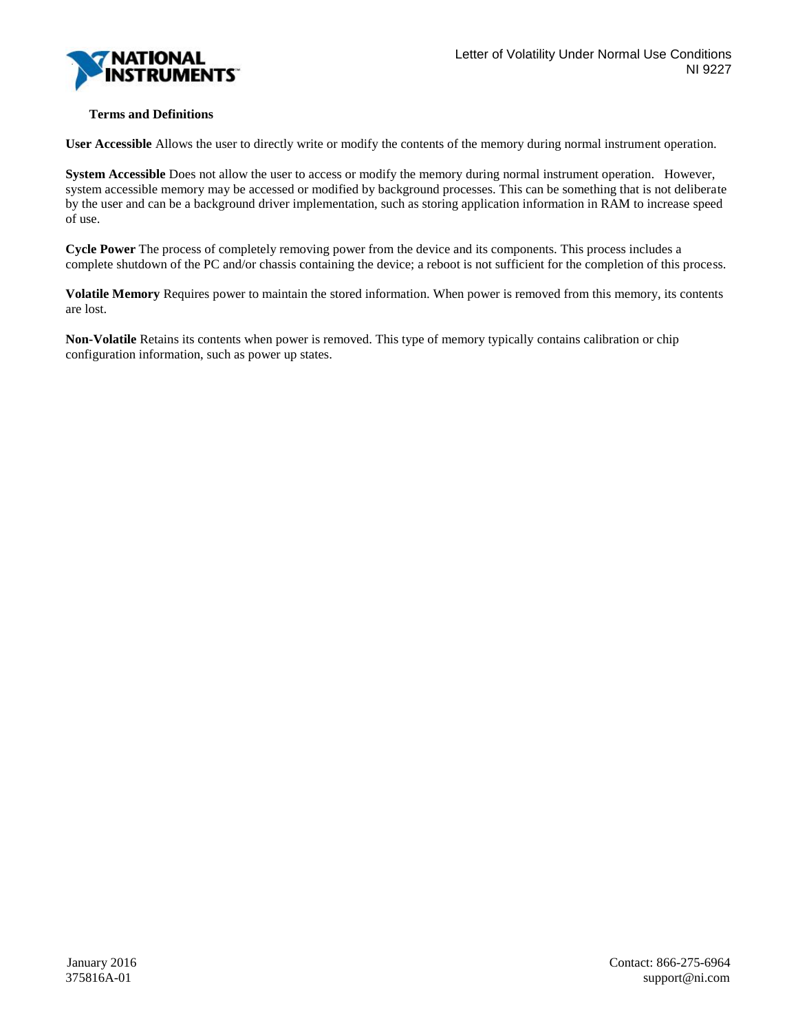### Terms and Definitions

**User Accessible** Allows the user to directly write or modify the contents of the memory during normal instrument operation.

**System Accessible** Does not allow the user to access or modify the memory during normal instrument operation. However, system accessible memory may be accessed or modified by background processes. This can be something that is not deliberate by the user and can be a background driver implementation, such as storing application information in RAM to increase speed of use.

**Cycle Power** The process of completely removing power from the device and its components. This process includes a complete shutdown of the PC and/or chassis containing the device; a reboot is not sufficient for the completion of this process.

**Volatile Memory** Requires power to maintain the stored information. When power is removed from this memory, its contents are lost.

**Non-Volatile** Retains its contents when power is removed. This type of memory typically contains calibration or chip configuration information, such as power up states.